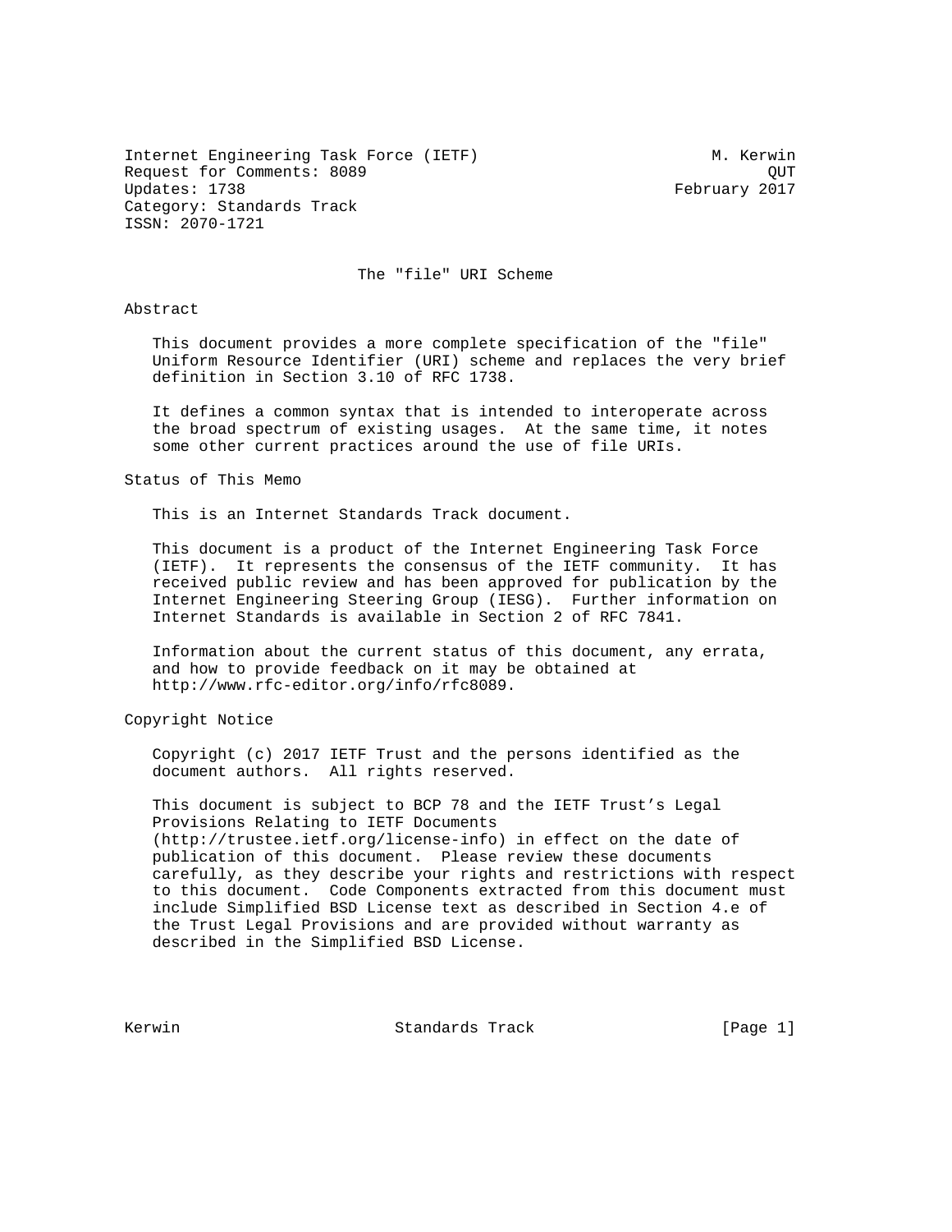Internet Engineering Task Force (IETF)                         M. Kerwin
Request for Comments: 8089                                           QUT
Updates: 1738                                              February 2017
Category: Standards Track
ISSN: 2070-1721

# The "file" URI Scheme

## Abstract

This document provides a more complete specification of the "file" Uniform Resource Identifier (URI) scheme and replaces the very brief definition in Section 3.10 of RFC 1738.

It defines a common syntax that is intended to interoperate across the broad spectrum of existing usages. At the same time, it notes some other current practices around the use of file URIs.

## Status of This Memo

This is an Internet Standards Track document.

This document is a product of the Internet Engineering Task Force (IETF). It represents the consensus of the IETF community. It has received public review and has been approved for publication by the Internet Engineering Steering Group (IESG). Further information on Internet Standards is available in Section 2 of RFC 7841.

Information about the current status of this document, any errata, and how to provide feedback on it may be obtained at http://www.rfc-editor.org/info/rfc8089.

## Copyright Notice

Copyright (c) 2017 IETF Trust and the persons identified as the document authors. All rights reserved.

This document is subject to BCP 78 and the IETF Trust's Legal Provisions Relating to IETF Documents (http://trustee.ietf.org/license-info) in effect on the date of publication of this document. Please review these documents carefully, as they describe your rights and restrictions with respect to this document. Code Components extracted from this document must include Simplified BSD License text as described in Section 4.e of the Trust Legal Provisions and are provided without warranty as described in the Simplified BSD License.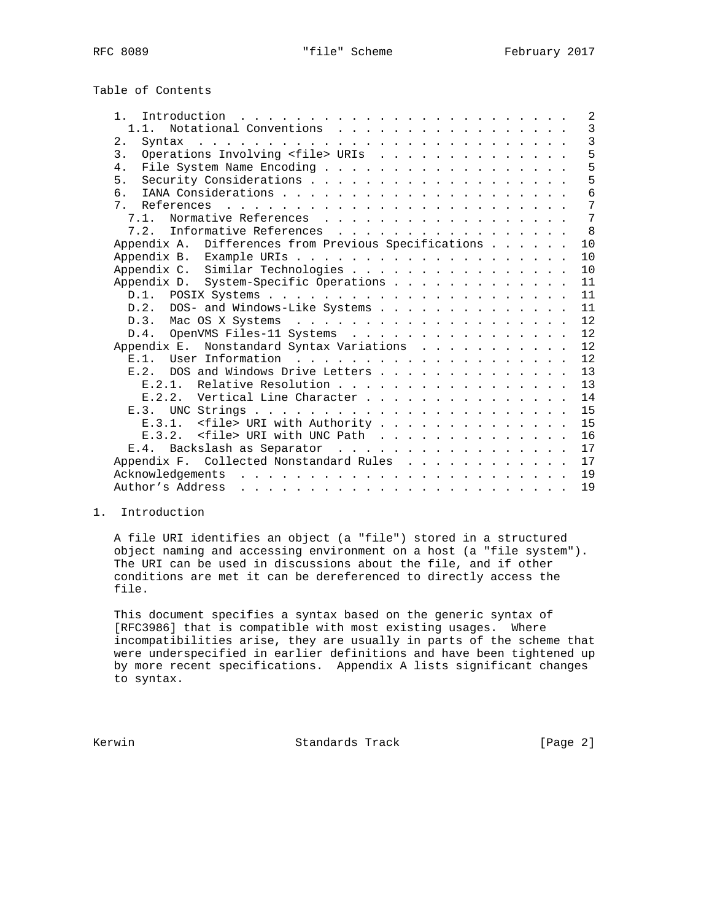Table of Contents

```
   1.  Introduction  . . . . . . . . . . . . . . . . . . . . . . . .   2
     1.1.  Notational Conventions  . . . . . . . . . . . . . . . . .   3
   2.  Syntax  . . . . . . . . . . . . . . . . . . . . . . . . . . .   3
   3.  Operations Involving <file> URIs  . . . . . . . . . . . . . .   5
   4.  File System Name Encoding . . . . . . . . . . . . . . . . . .   5
   5.  Security Considerations . . . . . . . . . . . . . . . . . . .   5
   6.  IANA Considerations . . . . . . . . . . . . . . . . . . . . .   6
   7.  References  . . . . . . . . . . . . . . . . . . . . . . . . .   7
     7.1.  Normative References  . . . . . . . . . . . . . . . . . .   7
     7.2.  Informative References  . . . . . . . . . . . . . . . . .   8
   Appendix A.  Differences from Previous Specifications . . . . . .  10
   Appendix B.  Example URIs . . . . . . . . . . . . . . . . . . . .  10
   Appendix C.  Similar Technologies . . . . . . . . . . . . . . . .  10
   Appendix D.  System-Specific Operations . . . . . . . . . . . . .  11
     D.1.  POSIX Systems . . . . . . . . . . . . . . . . . . . . . .  11
     D.2.  DOS- and Windows-Like Systems . . . . . . . . . . . . . .  11
     D.3.  Mac OS X Systems  . . . . . . . . . . . . . . . . . . . .  12
     D.4.  OpenVMS Files-11 Systems  . . . . . . . . . . . . . . . .  12
   Appendix E.  Nonstandard Syntax Variations  . . . . . . . . . . .  12
     E.1.  User Information  . . . . . . . . . . . . . . . . . . . .  12
     E.2.  DOS and Windows Drive Letters . . . . . . . . . . . . . .  13
       E.2.1.  Relative Resolution . . . . . . . . . . . . . . . . .  13
       E.2.2.  Vertical Line Character . . . . . . . . . . . . . . .  14
     E.3.  UNC Strings . . . . . . . . . . . . . . . . . . . . . . .  15
       E.3.1.  <file> URI with Authority . . . . . . . . . . . . . .  15
       E.3.2.  <file> URI with UNC Path  . . . . . . . . . . . . . .  16
     E.4.  Backslash as Separator  . . . . . . . . . . . . . . . . .  17
   Appendix F.  Collected Nonstandard Rules  . . . . . . . . . . . .  17
   Acknowledgements  . . . . . . . . . . . . . . . . . . . . . . . .  19
   Author's Address  . . . . . . . . . . . . . . . . . . . . . . . .  19
```

## 1. Introduction

A file URI identifies an object (a "file") stored in a structured object naming and accessing environment on a host (a "file system"). The URI can be used in discussions about the file, and if other conditions are met it can be dereferenced to directly access the file.

This document specifies a syntax based on the generic syntax of [RFC3986] that is compatible with most existing usages. Where incompatibilities arise, they are usually in parts of the scheme that were underspecified in earlier definitions and have been tightened up by more recent specifications. Appendix A lists significant changes to syntax.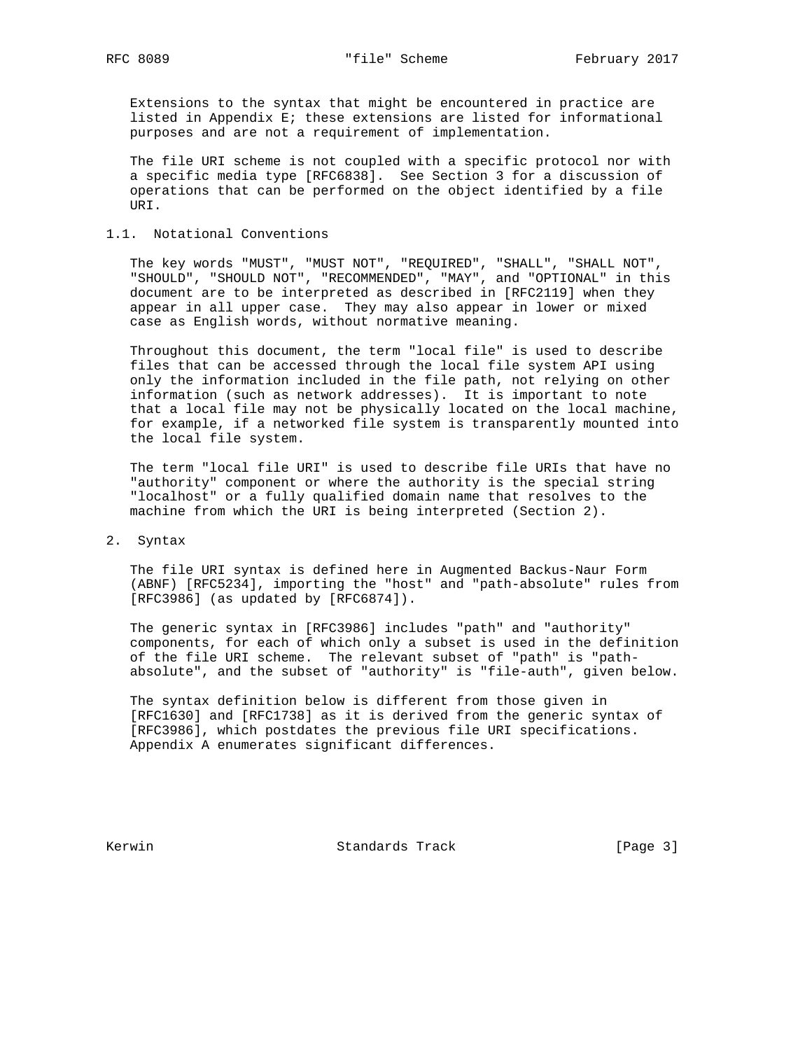Extensions to the syntax that might be encountered in practice are listed in Appendix E; these extensions are listed for informational purposes and are not a requirement of implementation.

The file URI scheme is not coupled with a specific protocol nor with a specific media type [RFC6838]. See Section 3 for a discussion of operations that can be performed on the object identified by a file URI.

### 1.1. Notational Conventions

The key words "MUST", "MUST NOT", "REQUIRED", "SHALL", "SHALL NOT", "SHOULD", "SHOULD NOT", "RECOMMENDED", "MAY", and "OPTIONAL" in this document are to be interpreted as described in [RFC2119] when they appear in all upper case. They may also appear in lower or mixed case as English words, without normative meaning.

Throughout this document, the term "local file" is used to describe files that can be accessed through the local file system API using only the information included in the file path, not relying on other information (such as network addresses). It is important to note that a local file may not be physically located on the local machine, for example, if a networked file system is transparently mounted into the local file system.

The term "local file URI" is used to describe file URIs that have no "authority" component or where the authority is the special string "localhost" or a fully qualified domain name that resolves to the machine from which the URI is being interpreted (Section 2).

## 2. Syntax

The file URI syntax is defined here in Augmented Backus-Naur Form (ABNF) [RFC5234], importing the "host" and "path-absolute" rules from [RFC3986] (as updated by [RFC6874]).

The generic syntax in [RFC3986] includes "path" and "authority" components, for each of which only a subset is used in the definition of the file URI scheme. The relevant subset of "path" is "path-absolute", and the subset of "authority" is "file-auth", given below.

The syntax definition below is different from those given in [RFC1630] and [RFC1738] as it is derived from the generic syntax of [RFC3986], which postdates the previous file URI specifications. Appendix A enumerates significant differences.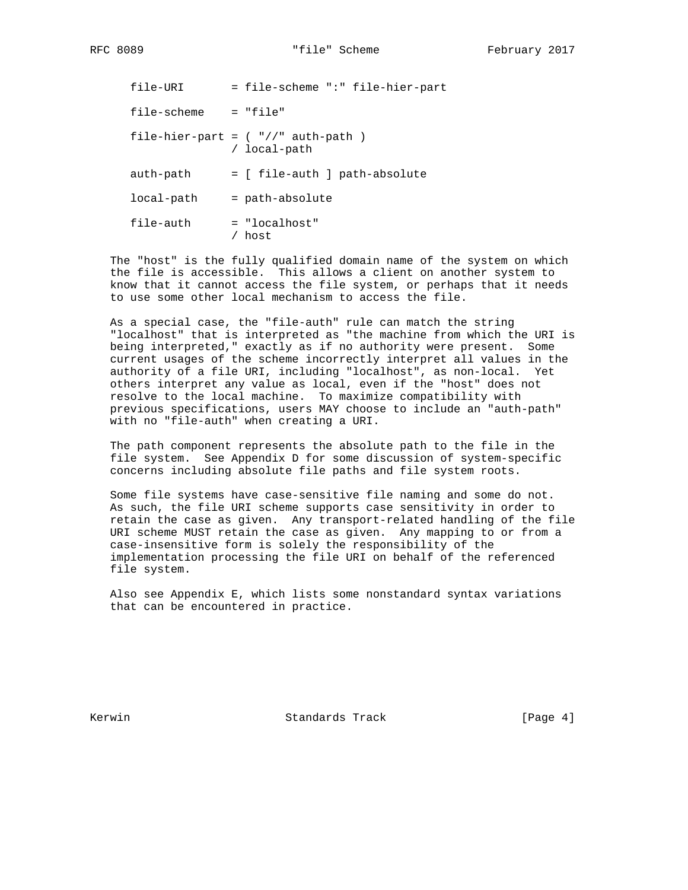```
file-URI       = file-scheme ":" file-hier-part

file-scheme    = "file"

file-hier-part = ( "//" auth-path )
               / local-path

auth-path      = [ file-auth ] path-absolute

local-path     = path-absolute

file-auth      = "localhost"
               / host
```

The "host" is the fully qualified domain name of the system on which the file is accessible. This allows a client on another system to know that it cannot access the file system, or perhaps that it needs to use some other local mechanism to access the file.

As a special case, the "file-auth" rule can match the string "localhost" that is interpreted as "the machine from which the URI is being interpreted," exactly as if no authority were present. Some current usages of the scheme incorrectly interpret all values in the authority of a file URI, including "localhost", as non-local. Yet others interpret any value as local, even if the "host" does not resolve to the local machine. To maximize compatibility with previous specifications, users MAY choose to include an "auth-path" with no "file-auth" when creating a URI.

The path component represents the absolute path to the file in the file system. See Appendix D for some discussion of system-specific concerns including absolute file paths and file system roots.

Some file systems have case-sensitive file naming and some do not. As such, the file URI scheme supports case sensitivity in order to retain the case as given. Any transport-related handling of the file URI scheme MUST retain the case as given. Any mapping to or from a case-insensitive form is solely the responsibility of the implementation processing the file URI on behalf of the referenced file system.

Also see Appendix E, which lists some nonstandard syntax variations that can be encountered in practice.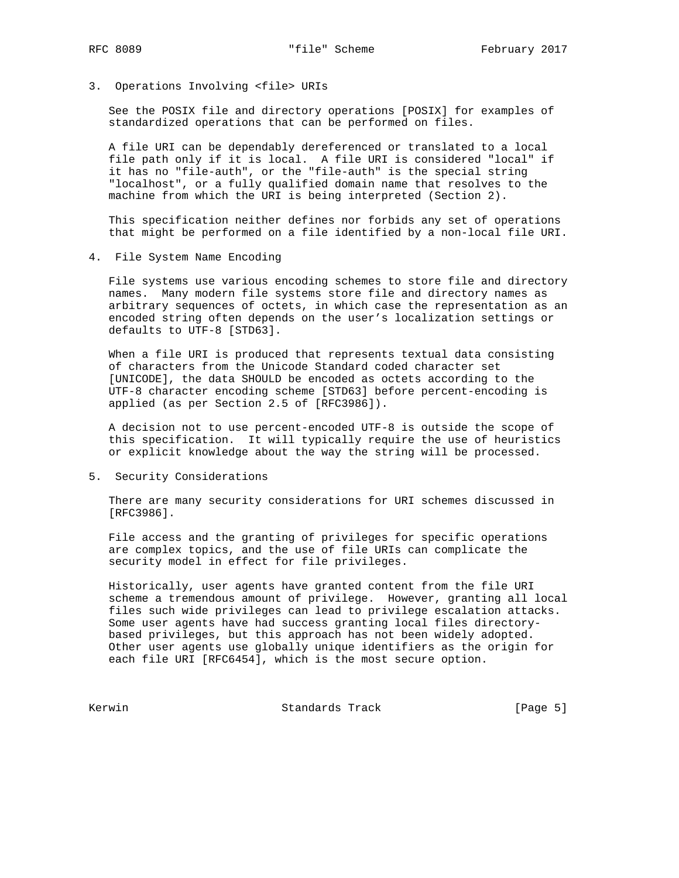## 3. Operations Involving <file> URIs

See the POSIX file and directory operations [POSIX] for examples of standardized operations that can be performed on files.

A file URI can be dependably dereferenced or translated to a local file path only if it is local. A file URI is considered "local" if it has no "file-auth", or the "file-auth" is the special string "localhost", or a fully qualified domain name that resolves to the machine from which the URI is being interpreted (Section 2).

This specification neither defines nor forbids any set of operations that might be performed on a file identified by a non-local file URI.

## 4. File System Name Encoding

File systems use various encoding schemes to store file and directory names. Many modern file systems store file and directory names as arbitrary sequences of octets, in which case the representation as an encoded string often depends on the user's localization settings or defaults to UTF-8 [STD63].

When a file URI is produced that represents textual data consisting of characters from the Unicode Standard coded character set [UNICODE], the data SHOULD be encoded as octets according to the UTF-8 character encoding scheme [STD63] before percent-encoding is applied (as per Section 2.5 of [RFC3986]).

A decision not to use percent-encoded UTF-8 is outside the scope of this specification. It will typically require the use of heuristics or explicit knowledge about the way the string will be processed.

## 5. Security Considerations

There are many security considerations for URI schemes discussed in [RFC3986].

File access and the granting of privileges for specific operations are complex topics, and the use of file URIs can complicate the security model in effect for file privileges.

Historically, user agents have granted content from the file URI scheme a tremendous amount of privilege. However, granting all local files such wide privileges can lead to privilege escalation attacks. Some user agents have had success granting local files directory-based privileges, but this approach has not been widely adopted. Other user agents use globally unique identifiers as the origin for each file URI [RFC6454], which is the most secure option.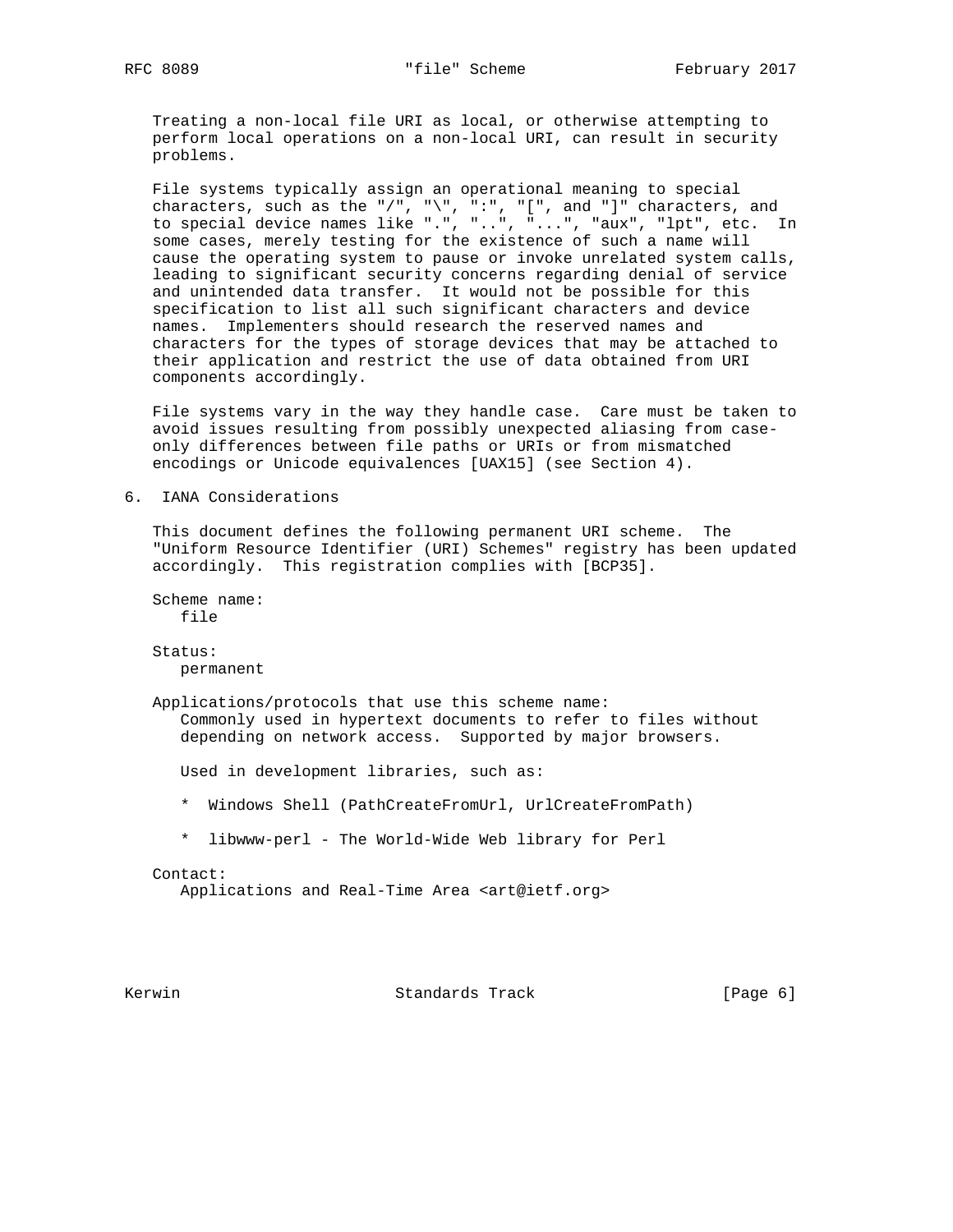Treating a non-local file URI as local, or otherwise attempting to perform local operations on a non-local URI, can result in security problems.

File systems typically assign an operational meaning to special characters, such as the "/", "\", ":", "[", and "]" characters, and to special device names like ".", "..", "...", "aux", "lpt", etc. In some cases, merely testing for the existence of such a name will cause the operating system to pause or invoke unrelated system calls, leading to significant security concerns regarding denial of service and unintended data transfer. It would not be possible for this specification to list all such significant characters and device names. Implementers should research the reserved names and characters for the types of storage devices that may be attached to their application and restrict the use of data obtained from URI components accordingly.

File systems vary in the way they handle case. Care must be taken to avoid issues resulting from possibly unexpected aliasing from case-only differences between file paths or URIs or from mismatched encodings or Unicode equivalences [UAX15] (see Section 4).

## 6. IANA Considerations

This document defines the following permanent URI scheme. The "Uniform Resource Identifier (URI) Schemes" registry has been updated accordingly. This registration complies with [BCP35].

Scheme name:
file

Status:
permanent

Applications/protocols that use this scheme name:
Commonly used in hypertext documents to refer to files without depending on network access. Supported by major browsers.

Used in development libraries, such as:

* Windows Shell (PathCreateFromUrl, UrlCreateFromPath)
* libwww-perl - The World-Wide Web library for Perl

Contact:
Applications and Real-Time Area <art@ietf.org>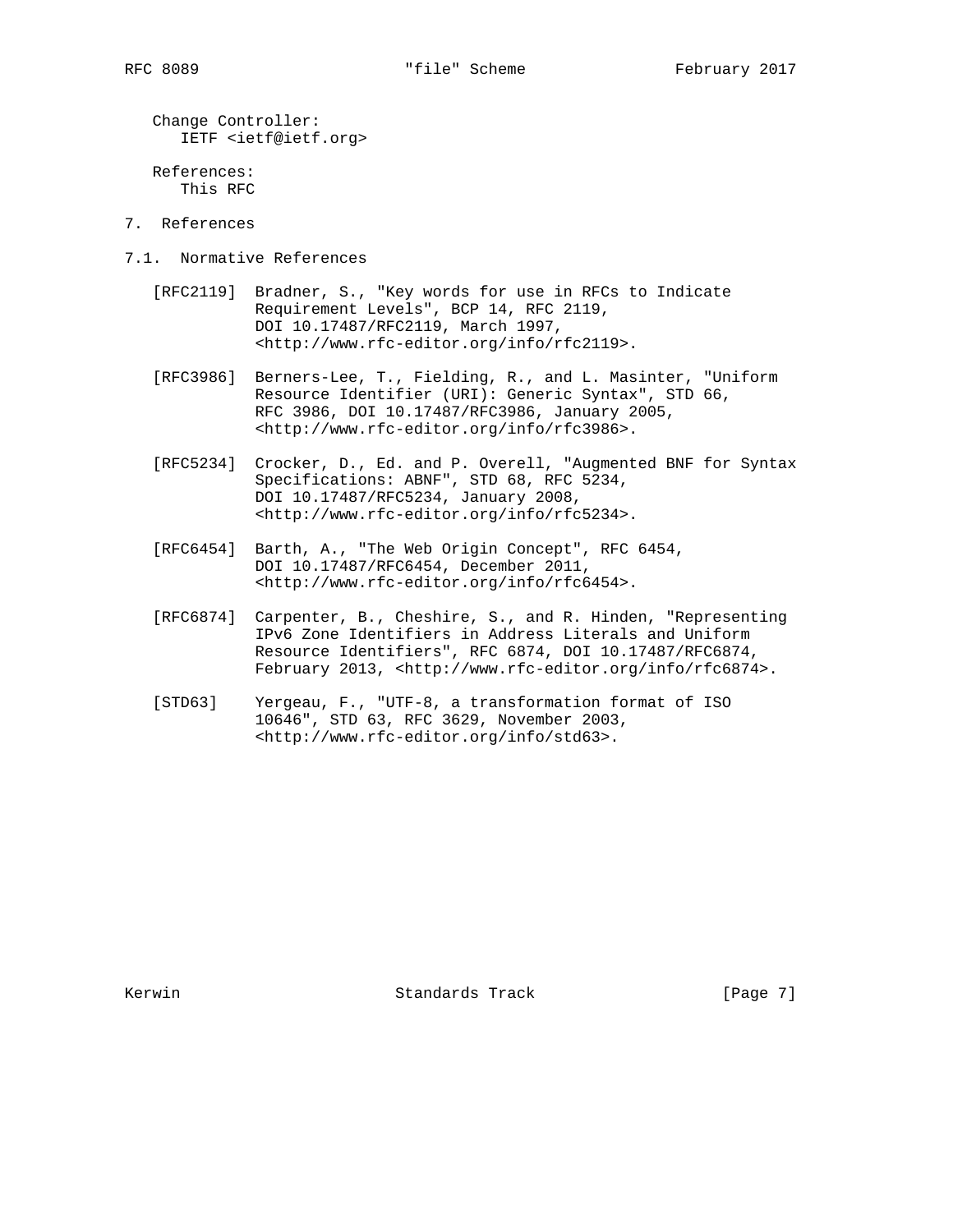Change Controller:
IETF <ietf@ietf.org>

References:
This RFC

# 7. References

## 7.1. Normative References

[RFC2119] Bradner, S., "Key words for use in RFCs to Indicate Requirement Levels", BCP 14, RFC 2119, DOI 10.17487/RFC2119, March 1997, <http://www.rfc-editor.org/info/rfc2119>.

[RFC3986] Berners-Lee, T., Fielding, R., and L. Masinter, "Uniform Resource Identifier (URI): Generic Syntax", STD 66, RFC 3986, DOI 10.17487/RFC3986, January 2005, <http://www.rfc-editor.org/info/rfc3986>.

[RFC5234] Crocker, D., Ed. and P. Overell, "Augmented BNF for Syntax Specifications: ABNF", STD 68, RFC 5234, DOI 10.17487/RFC5234, January 2008, <http://www.rfc-editor.org/info/rfc5234>.

[RFC6454] Barth, A., "The Web Origin Concept", RFC 6454, DOI 10.17487/RFC6454, December 2011, <http://www.rfc-editor.org/info/rfc6454>.

[RFC6874] Carpenter, B., Cheshire, S., and R. Hinden, "Representing IPv6 Zone Identifiers in Address Literals and Uniform Resource Identifiers", RFC 6874, DOI 10.17487/RFC6874, February 2013, <http://www.rfc-editor.org/info/rfc6874>.

[STD63] Yergeau, F., "UTF-8, a transformation format of ISO 10646", STD 63, RFC 3629, November 2003, <http://www.rfc-editor.org/info/std63>.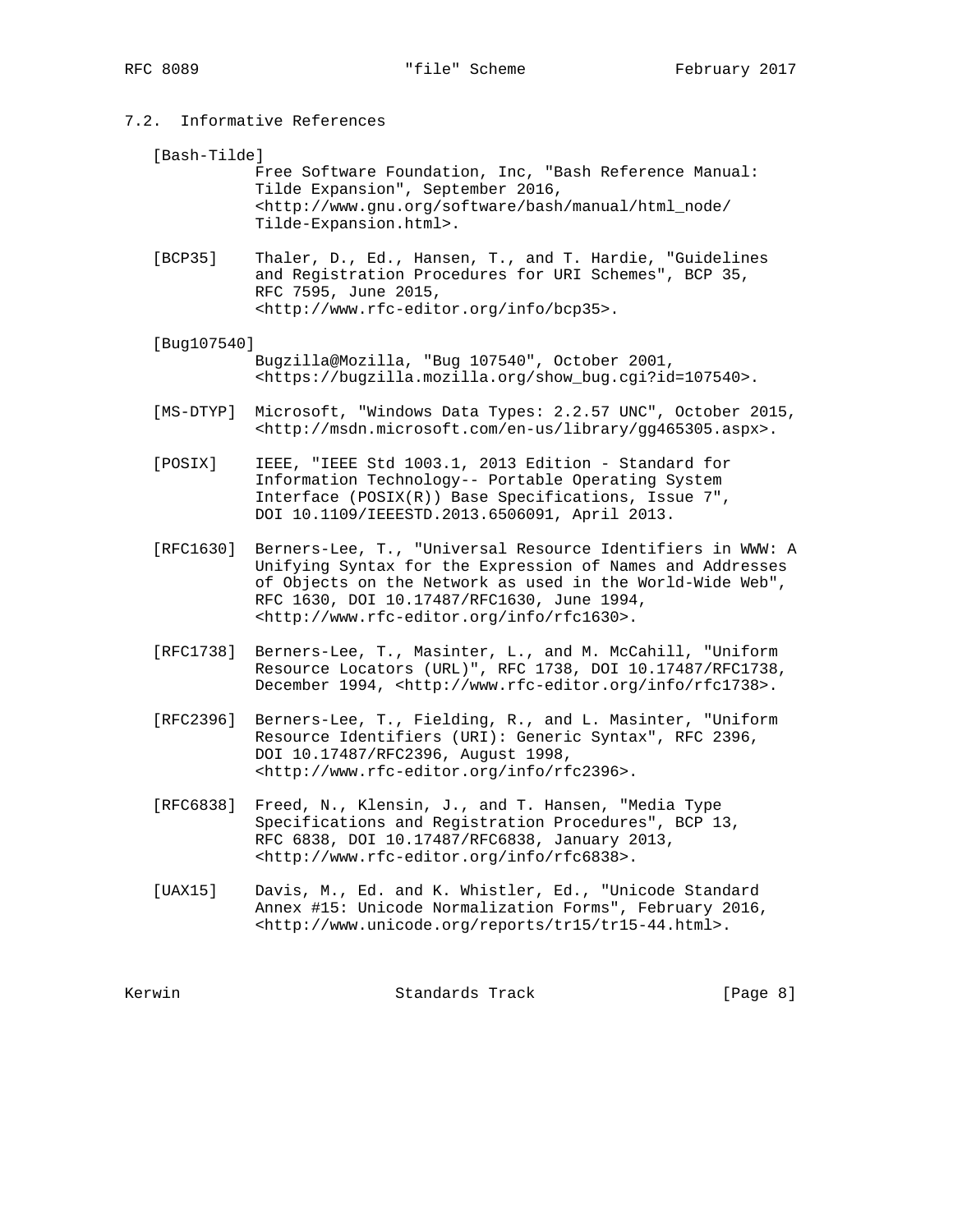## 7.2. Informative References

[Bash-Tilde]
Free Software Foundation, Inc, "Bash Reference Manual: Tilde Expansion", September 2016, <http://www.gnu.org/software/bash/manual/html_node/Tilde-Expansion.html>.

[BCP35] Thaler, D., Ed., Hansen, T., and T. Hardie, "Guidelines and Registration Procedures for URI Schemes", BCP 35, RFC 7595, June 2015, <http://www.rfc-editor.org/info/bcp35>.

[Bug107540]
Bugzilla@Mozilla, "Bug 107540", October 2001, <https://bugzilla.mozilla.org/show_bug.cgi?id=107540>.

[MS-DTYP] Microsoft, "Windows Data Types: 2.2.57 UNC", October 2015, <http://msdn.microsoft.com/en-us/library/gg465305.aspx>.

[POSIX] IEEE, "IEEE Std 1003.1, 2013 Edition - Standard for Information Technology-- Portable Operating System Interface (POSIX(R)) Base Specifications, Issue 7", DOI 10.1109/IEEESTD.2013.6506091, April 2013.

[RFC1630] Berners-Lee, T., "Universal Resource Identifiers in WWW: A Unifying Syntax for the Expression of Names and Addresses of Objects on the Network as used in the World-Wide Web", RFC 1630, DOI 10.17487/RFC1630, June 1994, <http://www.rfc-editor.org/info/rfc1630>.

[RFC1738] Berners-Lee, T., Masinter, L., and M. McCahill, "Uniform Resource Locators (URL)", RFC 1738, DOI 10.17487/RFC1738, December 1994, <http://www.rfc-editor.org/info/rfc1738>.

[RFC2396] Berners-Lee, T., Fielding, R., and L. Masinter, "Uniform Resource Identifiers (URI): Generic Syntax", RFC 2396, DOI 10.17487/RFC2396, August 1998, <http://www.rfc-editor.org/info/rfc2396>.

[RFC6838] Freed, N., Klensin, J., and T. Hansen, "Media Type Specifications and Registration Procedures", BCP 13, RFC 6838, DOI 10.17487/RFC6838, January 2013, <http://www.rfc-editor.org/info/rfc6838>.

[UAX15] Davis, M., Ed. and K. Whistler, Ed., "Unicode Standard Annex #15: Unicode Normalization Forms", February 2016, <http://www.unicode.org/reports/tr15/tr15-44.html>.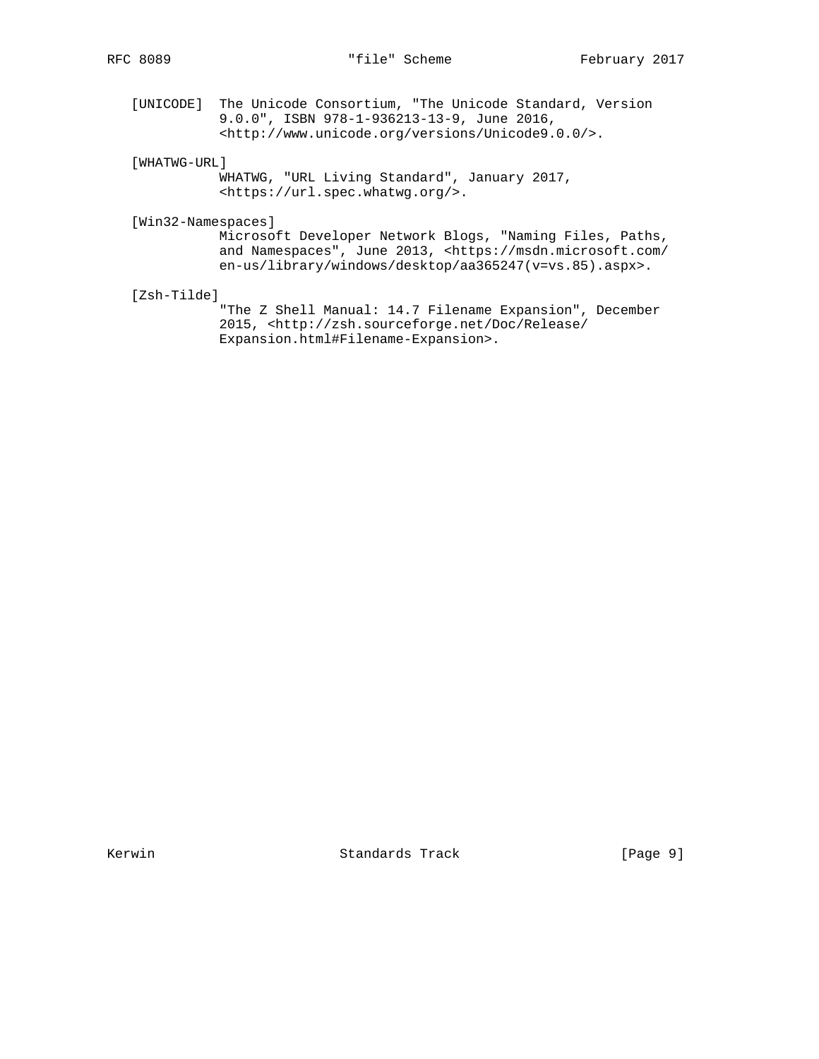[UNICODE] The Unicode Consortium, "The Unicode Standard, Version 9.0.0", ISBN 978-1-936213-13-9, June 2016, <http://www.unicode.org/versions/Unicode9.0.0/>.

[WHATWG-URL] WHATWG, "URL Living Standard", January 2017, <https://url.spec.whatwg.org/>.

[Win32-Namespaces] Microsoft Developer Network Blogs, "Naming Files, Paths, and Namespaces", June 2013, <https://msdn.microsoft.com/en-us/library/windows/desktop/aa365247(v=vs.85).aspx>.

[Zsh-Tilde] "The Z Shell Manual: 14.7 Filename Expansion", December 2015, <http://zsh.sourceforge.net/Doc/Release/Expansion.html#Filename-Expansion>.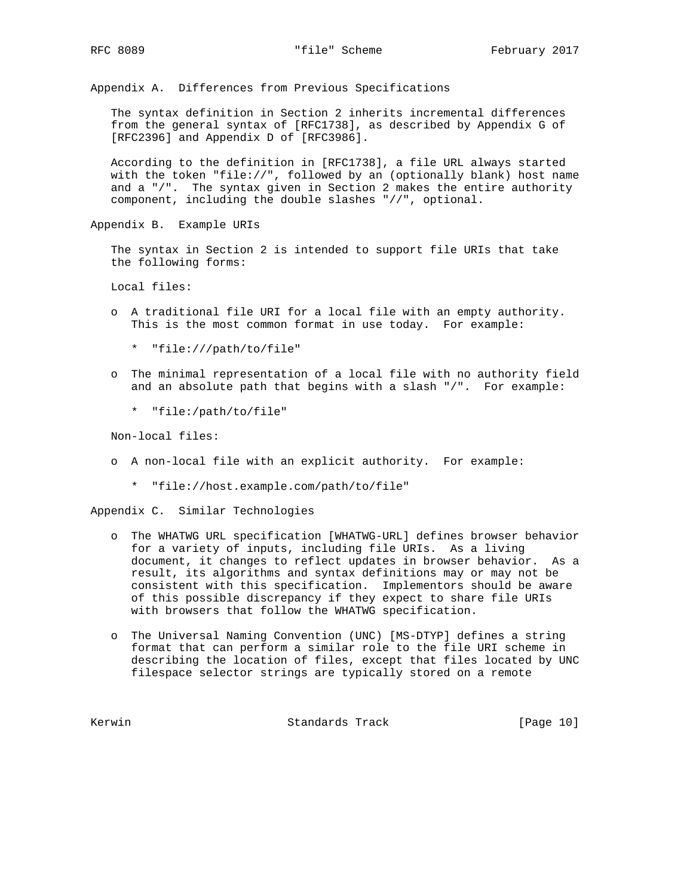## Appendix A. Differences from Previous Specifications

The syntax definition in Section 2 inherits incremental differences from the general syntax of [RFC1738], as described by Appendix G of [RFC2396] and Appendix D of [RFC3986].

According to the definition in [RFC1738], a file URL always started with the token "file://", followed by an (optionally blank) host name and a "/". The syntax given in Section 2 makes the entire authority component, including the double slashes "//", optional.

## Appendix B. Example URIs

The syntax in Section 2 is intended to support file URIs that take the following forms:

Local files:

- A traditional file URI for a local file with an empty authority. This is the most common format in use today. For example:
  - "file:///path/to/file"
- The minimal representation of a local file with no authority field and an absolute path that begins with a slash "/". For example:
  - "file:/path/to/file"

Non-local files:

- A non-local file with an explicit authority. For example:
  - "file://host.example.com/path/to/file"

## Appendix C. Similar Technologies

- The WHATWG URL specification [WHATWG-URL] defines browser behavior for a variety of inputs, including file URIs. As a living document, it changes to reflect updates in browser behavior. As a result, its algorithms and syntax definitions may or may not be consistent with this specification. Implementors should be aware of this possible discrepancy if they expect to share file URIs with browsers that follow the WHATWG specification.
- The Universal Naming Convention (UNC) [MS-DTYP] defines a string format that can perform a similar role to the file URI scheme in describing the location of files, except that files located by UNC filespace selector strings are typically stored on a remote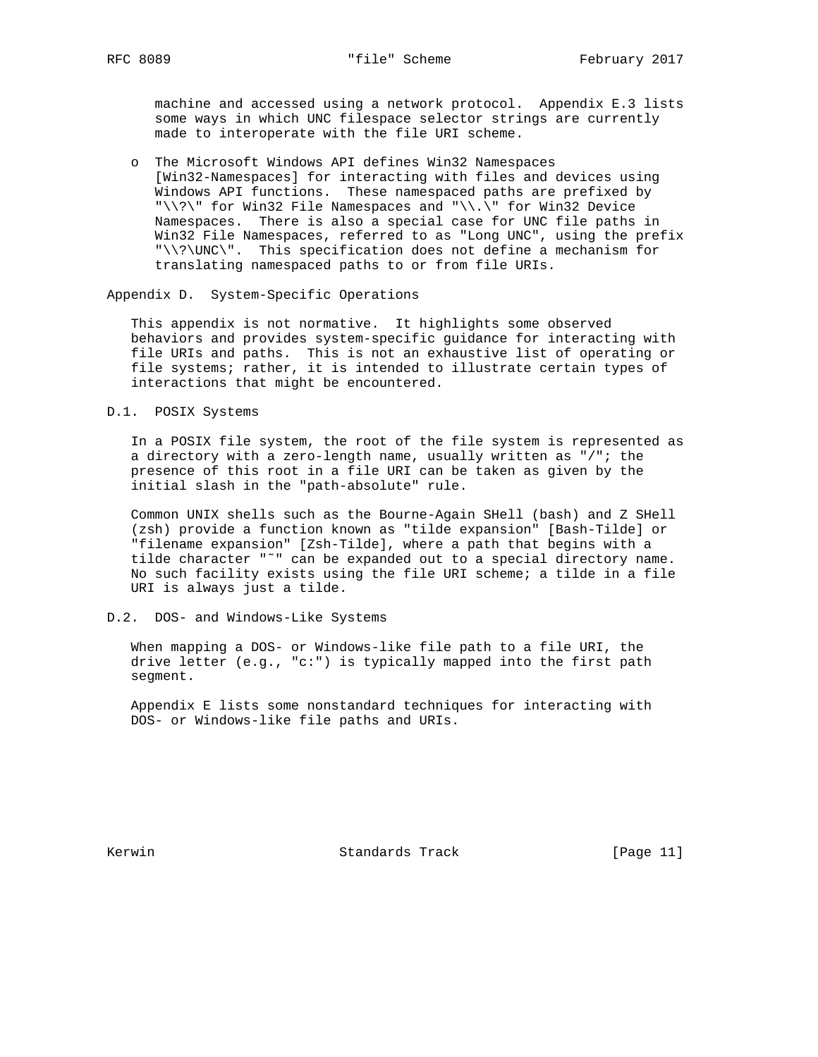machine and accessed using a network protocol. Appendix E.3 lists some ways in which UNC filespace selector strings are currently made to interoperate with the file URI scheme.

- The Microsoft Windows API defines Win32 Namespaces [Win32-Namespaces] for interacting with files and devices using Windows API functions. These namespaced paths are prefixed by "\\?\" for Win32 File Namespaces and "\\.\" for Win32 Device Namespaces. There is also a special case for UNC file paths in Win32 File Namespaces, referred to as "Long UNC", using the prefix "\\?\UNC\". This specification does not define a mechanism for translating namespaced paths to or from file URIs.

## Appendix D. System-Specific Operations

This appendix is not normative. It highlights some observed behaviors and provides system-specific guidance for interacting with file URIs and paths. This is not an exhaustive list of operating or file systems; rather, it is intended to illustrate certain types of interactions that might be encountered.

### D.1. POSIX Systems

In a POSIX file system, the root of the file system is represented as a directory with a zero-length name, usually written as "/"; the presence of this root in a file URI can be taken as given by the initial slash in the "path-absolute" rule.

Common UNIX shells such as the Bourne-Again SHell (bash) and Z SHell (zsh) provide a function known as "tilde expansion" [Bash-Tilde] or "filename expansion" [Zsh-Tilde], where a path that begins with a tilde character "~" can be expanded out to a special directory name. No such facility exists using the file URI scheme; a tilde in a file URI is always just a tilde.

### D.2. DOS- and Windows-Like Systems

When mapping a DOS- or Windows-like file path to a file URI, the drive letter (e.g., "c:") is typically mapped into the first path segment.

Appendix E lists some nonstandard techniques for interacting with DOS- or Windows-like file paths and URIs.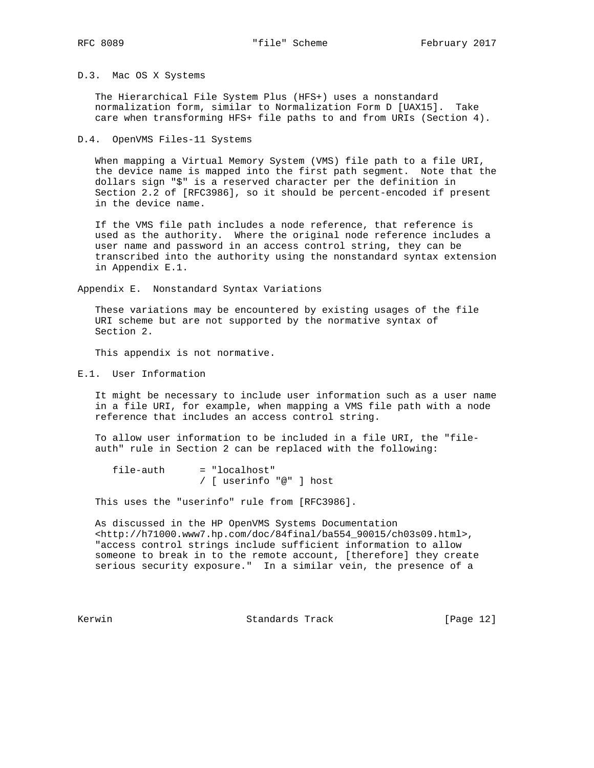### D.3. Mac OS X Systems

The Hierarchical File System Plus (HFS+) uses a nonstandard normalization form, similar to Normalization Form D [UAX15]. Take care when transforming HFS+ file paths to and from URIs (Section 4).

### D.4. OpenVMS Files-11 Systems

When mapping a Virtual Memory System (VMS) file path to a file URI, the device name is mapped into the first path segment. Note that the dollars sign "$" is a reserved character per the definition in Section 2.2 of [RFC3986], so it should be percent-encoded if present in the device name.

If the VMS file path includes a node reference, that reference is used as the authority. Where the original node reference includes a user name and password in an access control string, they can be transcribed into the authority using the nonstandard syntax extension in Appendix E.1.

## Appendix E. Nonstandard Syntax Variations

These variations may be encountered by existing usages of the file URI scheme but are not supported by the normative syntax of Section 2.

This appendix is not normative.

### E.1. User Information

It might be necessary to include user information such as a user name in a file URI, for example, when mapping a VMS file path with a node reference that includes an access control string.

To allow user information to be included in a file URI, the "file-auth" rule in Section 2 can be replaced with the following:

```
file-auth      = "localhost"
               / [ userinfo "@" ] host
```

This uses the "userinfo" rule from [RFC3986].

As discussed in the HP OpenVMS Systems Documentation <http://h71000.www7.hp.com/doc/84final/ba554_90015/ch03s09.html>, "access control strings include sufficient information to allow someone to break in to the remote account, [therefore] they create serious security exposure." In a similar vein, the presence of a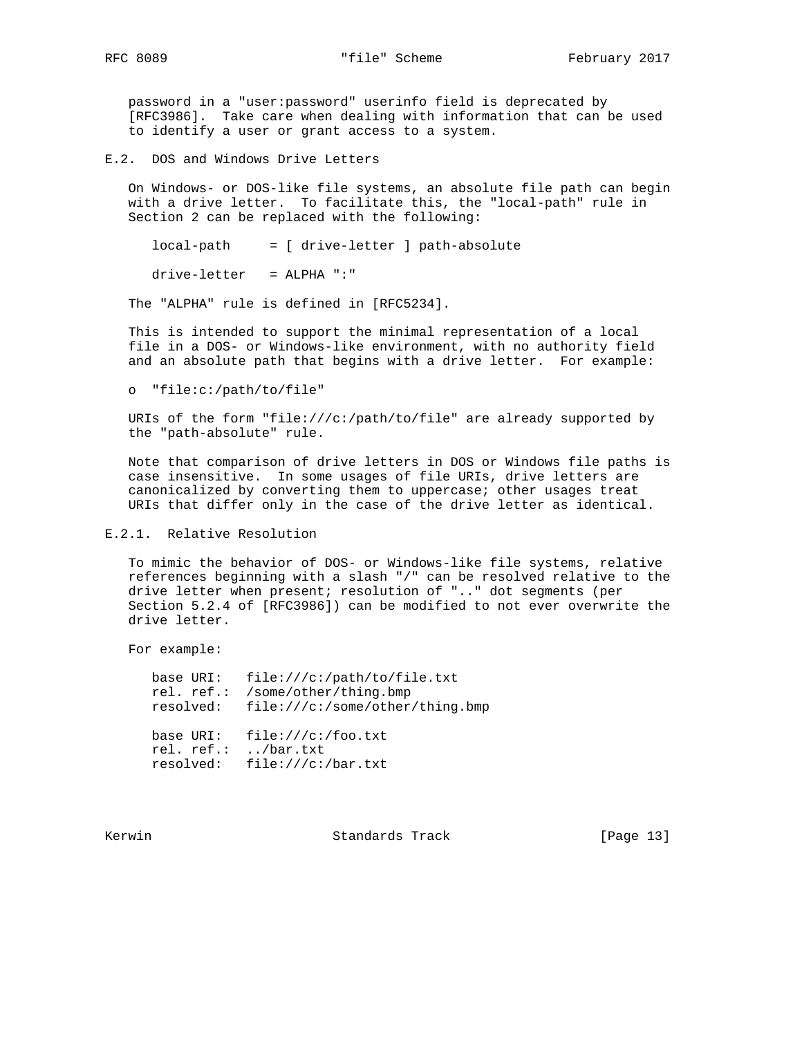password in a "user:password" userinfo field is deprecated by [RFC3986]. Take care when dealing with information that can be used to identify a user or grant access to a system.

## E.2. DOS and Windows Drive Letters

On Windows- or DOS-like file systems, an absolute file path can begin with a drive letter. To facilitate this, the "local-path" rule in Section 2 can be replaced with the following:

```
local-path     = [ drive-letter ] path-absolute

drive-letter   = ALPHA ":"
```

The "ALPHA" rule is defined in [RFC5234].

This is intended to support the minimal representation of a local file in a DOS- or Windows-like environment, with no authority field and an absolute path that begins with a drive letter. For example:

- "file:c:/path/to/file"

URIs of the form "file:///c:/path/to/file" are already supported by the "path-absolute" rule.

Note that comparison of drive letters in DOS or Windows file paths is case insensitive. In some usages of file URIs, drive letters are canonicalized by converting them to uppercase; other usages treat URIs that differ only in the case of the drive letter as identical.

### E.2.1. Relative Resolution

To mimic the behavior of DOS- or Windows-like file systems, relative references beginning with a slash "/" can be resolved relative to the drive letter when present; resolution of ".." dot segments (per Section 5.2.4 of [RFC3986]) can be modified to not ever overwrite the drive letter.

For example:

```
base URI:   file:///c:/path/to/file.txt
rel. ref.:  /some/other/thing.bmp
resolved:   file:///c:/some/other/thing.bmp

base URI:   file:///c:/foo.txt
rel. ref.:  ../bar.txt
resolved:   file:///c:/bar.txt
```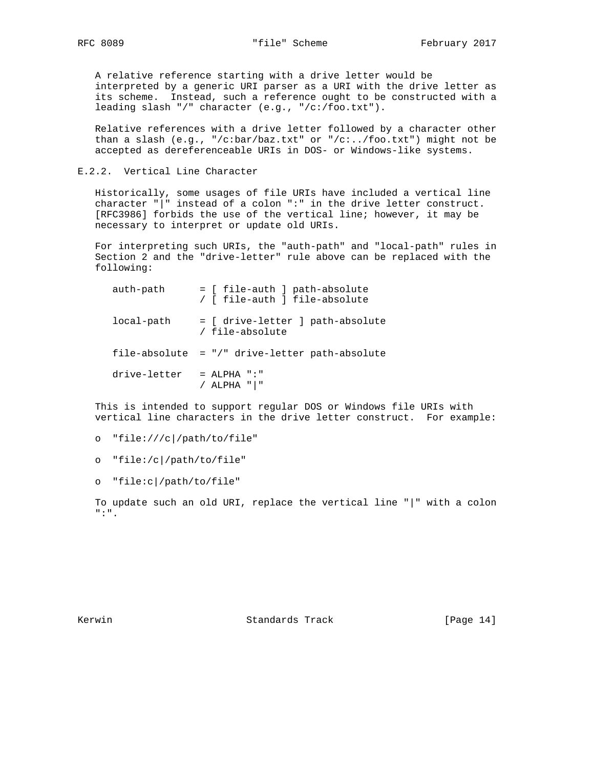A relative reference starting with a drive letter would be interpreted by a generic URI parser as a URI with the drive letter as its scheme. Instead, such a reference ought to be constructed with a leading slash "/" character (e.g., "/c:/foo.txt").

Relative references with a drive letter followed by a character other than a slash (e.g., "/c:bar/baz.txt" or "/c:../foo.txt") might not be accepted as dereferenceable URIs in DOS- or Windows-like systems.

### E.2.2. Vertical Line Character

Historically, some usages of file URIs have included a vertical line character "|" instead of a colon ":" in the drive letter construct. [RFC3986] forbids the use of the vertical line; however, it may be necessary to interpret or update old URIs.

For interpreting such URIs, the "auth-path" and "local-path" rules in Section 2 and the "drive-letter" rule above can be replaced with the following:

```
auth-path      = [ file-auth ] path-absolute
               / [ file-auth ] file-absolute

local-path     = [ drive-letter ] path-absolute
               / file-absolute

file-absolute  = "/" drive-letter path-absolute

drive-letter   = ALPHA ":"
               / ALPHA "|"
```

This is intended to support regular DOS or Windows file URIs with vertical line characters in the drive letter construct. For example:

- "file:///c|/path/to/file"
- "file:/c|/path/to/file"
- "file:c|/path/to/file"

To update such an old URI, replace the vertical line "|" with a colon ":".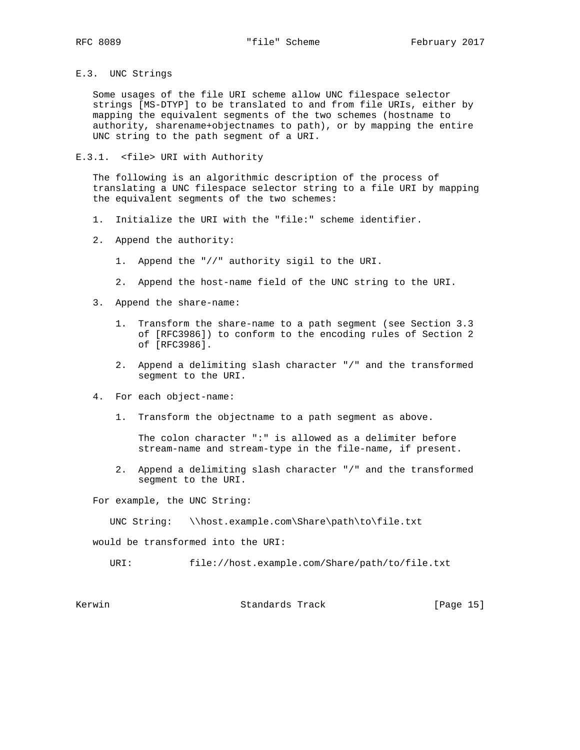### E.3. UNC Strings

Some usages of the file URI scheme allow UNC filespace selector strings [MS-DTYP] to be translated to and from file URIs, either by mapping the equivalent segments of the two schemes (hostname to authority, sharename+objectnames to path), or by mapping the entire UNC string to the path segment of a URI.

#### E.3.1. <file> URI with Authority

The following is an algorithmic description of the process of translating a UNC filespace selector string to a file URI by mapping the equivalent segments of the two schemes:

1. Initialize the URI with the "file:" scheme identifier.

2. Append the authority:

    1. Append the "//" authority sigil to the URI.

    2. Append the host-name field of the UNC string to the URI.

3. Append the share-name:

    1. Transform the share-name to a path segment (see Section 3.3 of [RFC3986]) to conform to the encoding rules of Section 2 of [RFC3986].

    2. Append a delimiting slash character "/" and the transformed segment to the URI.

4. For each object-name:

    1. Transform the objectname to a path segment as above.

       The colon character ":" is allowed as a delimiter before stream-name and stream-type in the file-name, if present.

    2. Append a delimiting slash character "/" and the transformed segment to the URI.

For example, the UNC String:

```
UNC String:   \\host.example.com\Share\path\to\file.txt
```

would be transformed into the URI:

```
URI:          file://host.example.com/Share/path/to/file.txt
```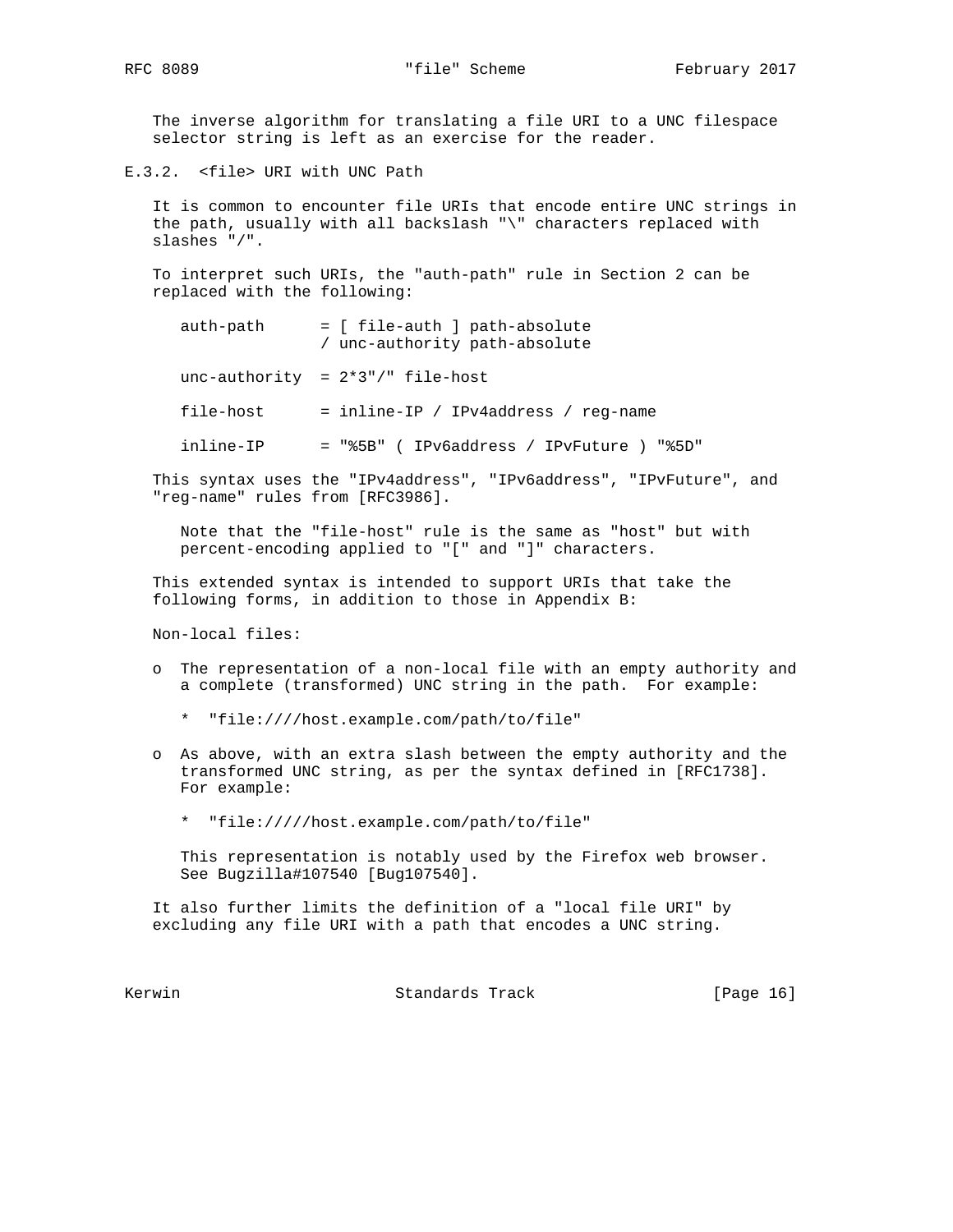The inverse algorithm for translating a file URI to a UNC filespace selector string is left as an exercise for the reader.

### E.3.2. <file> URI with UNC Path

It is common to encounter file URIs that encode entire UNC strings in the path, usually with all backslash "\" characters replaced with slashes "/".

To interpret such URIs, the "auth-path" rule in Section 2 can be replaced with the following:

```
auth-path      = [ file-auth ] path-absolute
               / unc-authority path-absolute

unc-authority  = 2*3"/" file-host

file-host      = inline-IP / IPv4address / reg-name

inline-IP      = "%5B" ( IPv6address / IPvFuture ) "%5D"
```

This syntax uses the "IPv4address", "IPv6address", "IPvFuture", and "reg-name" rules from [RFC3986].

> Note that the "file-host" rule is the same as "host" but with percent-encoding applied to "[" and "]" characters.

This extended syntax is intended to support URIs that take the following forms, in addition to those in Appendix B:

Non-local files:

- The representation of a non-local file with an empty authority and a complete (transformed) UNC string in the path. For example:
  - "file:////host.example.com/path/to/file"
- As above, with an extra slash between the empty authority and the transformed UNC string, as per the syntax defined in [RFC1738]. For example:
  - "file://///host.example.com/path/to/file"

  This representation is notably used by the Firefox web browser. See Bugzilla#107540 [Bug107540].

It also further limits the definition of a "local file URI" by excluding any file URI with a path that encodes a UNC string.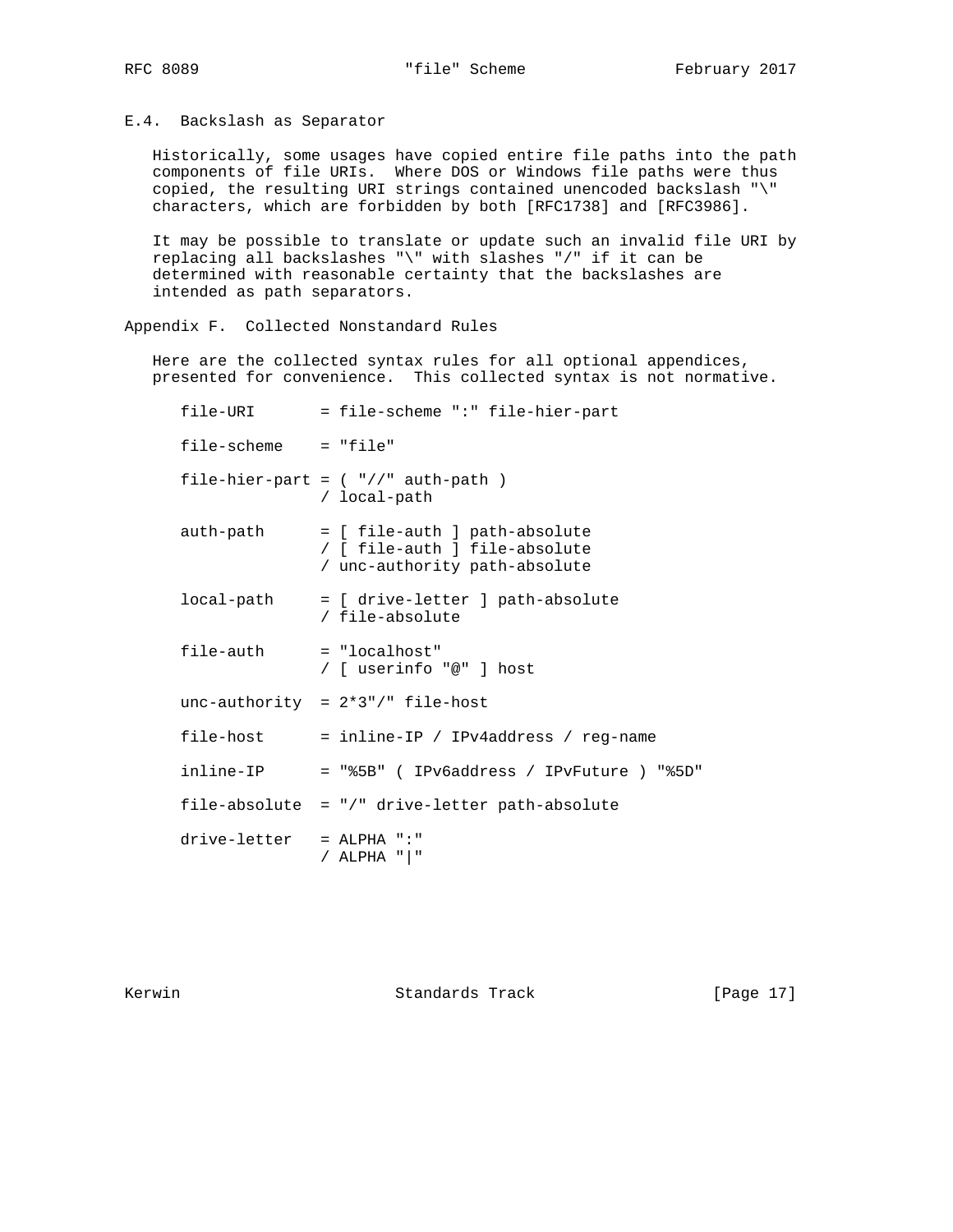### E.4. Backslash as Separator

Historically, some usages have copied entire file paths into the path components of file URIs. Where DOS or Windows file paths were thus copied, the resulting URI strings contained unencoded backslash "\" characters, which are forbidden by both [RFC1738] and [RFC3986].

It may be possible to translate or update such an invalid file URI by replacing all backslashes "\" with slashes "/" if it can be determined with reasonable certainty that the backslashes are intended as path separators.

## Appendix F. Collected Nonstandard Rules

Here are the collected syntax rules for all optional appendices, presented for convenience. This collected syntax is not normative.

```
file-URI       = file-scheme ":" file-hier-part

file-scheme    = "file"

file-hier-part = ( "//" auth-path )
               / local-path

auth-path      = [ file-auth ] path-absolute
               / [ file-auth ] file-absolute
               / unc-authority path-absolute

local-path     = [ drive-letter ] path-absolute
               / file-absolute

file-auth      = "localhost"
               / [ userinfo "@" ] host

unc-authority  = 2*3"/" file-host

file-host      = inline-IP / IPv4address / reg-name

inline-IP      = "%5B" ( IPv6address / IPvFuture ) "%5D"

file-absolute  = "/" drive-letter path-absolute

drive-letter   = ALPHA ":"
               / ALPHA "|"
```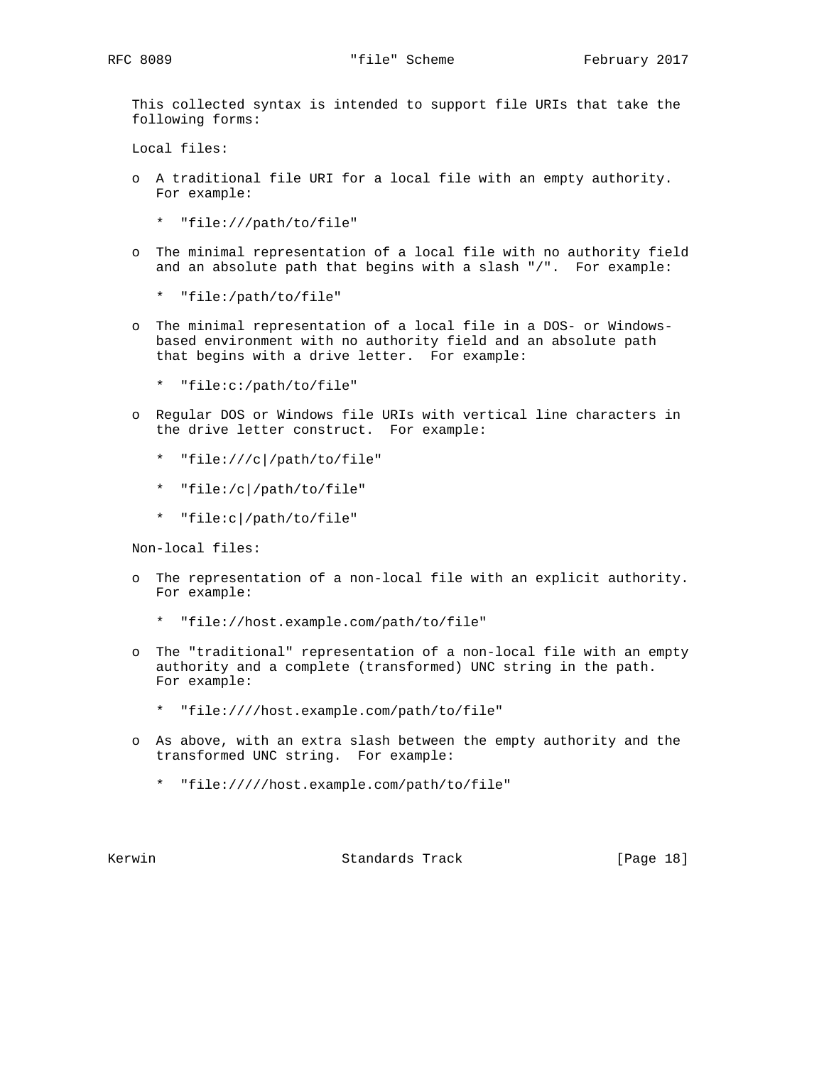This collected syntax is intended to support file URIs that take the following forms:

Local files:

- A traditional file URI for a local file with an empty authority. For example:

  * "file:///path/to/file"

- The minimal representation of a local file with no authority field and an absolute path that begins with a slash "/". For example:

  * "file:/path/to/file"

- The minimal representation of a local file in a DOS- or Windows-based environment with no authority field and an absolute path that begins with a drive letter. For example:

  * "file:c:/path/to/file"

- Regular DOS or Windows file URIs with vertical line characters in the drive letter construct. For example:

  * "file:///c|/path/to/file"

  * "file:/c|/path/to/file"

  * "file:c|/path/to/file"

Non-local files:

- The representation of a non-local file with an explicit authority. For example:

  * "file://host.example.com/path/to/file"

- The "traditional" representation of a non-local file with an empty authority and a complete (transformed) UNC string in the path. For example:

  * "file:////host.example.com/path/to/file"

- As above, with an extra slash between the empty authority and the transformed UNC string. For example:

  * "file://///host.example.com/path/to/file"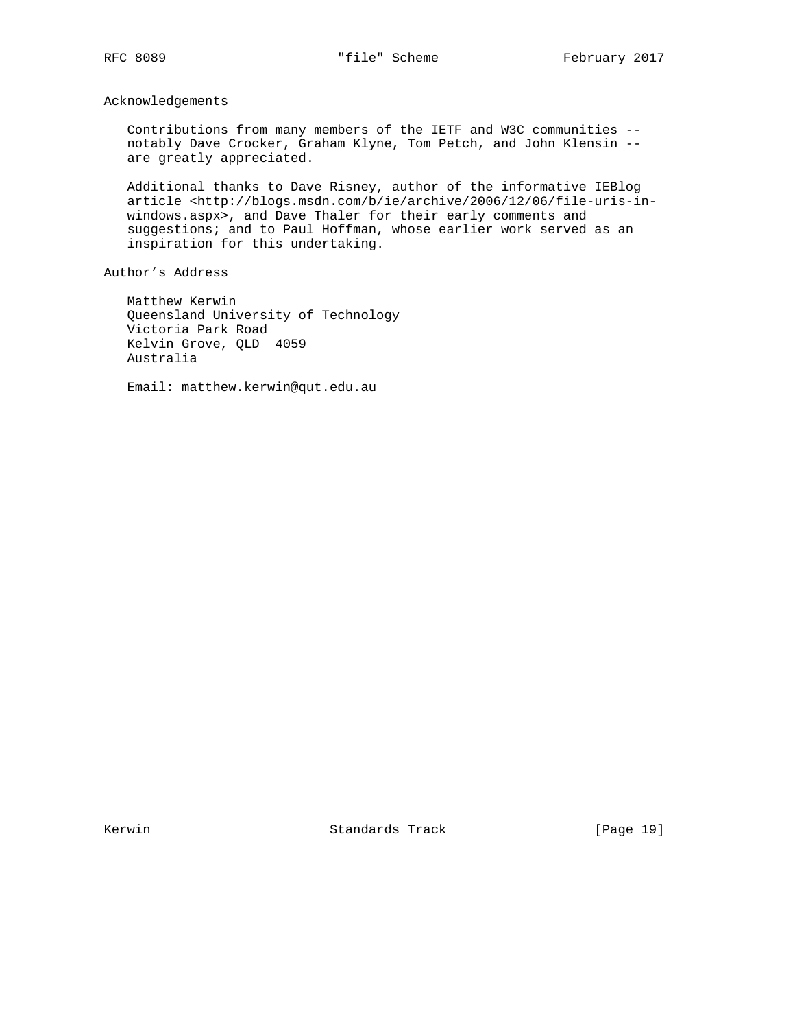## Acknowledgements

Contributions from many members of the IETF and W3C communities -- notably Dave Crocker, Graham Klyne, Tom Petch, and John Klensin -- are greatly appreciated.

Additional thanks to Dave Risney, author of the informative IEBlog article <http://blogs.msdn.com/b/ie/archive/2006/12/06/file-uris-in-windows.aspx>, and Dave Thaler for their early comments and suggestions; and to Paul Hoffman, whose earlier work served as an inspiration for this undertaking.

## Author's Address

Matthew Kerwin
Queensland University of Technology
Victoria Park Road
Kelvin Grove, QLD  4059
Australia

Email: matthew.kerwin@qut.edu.au